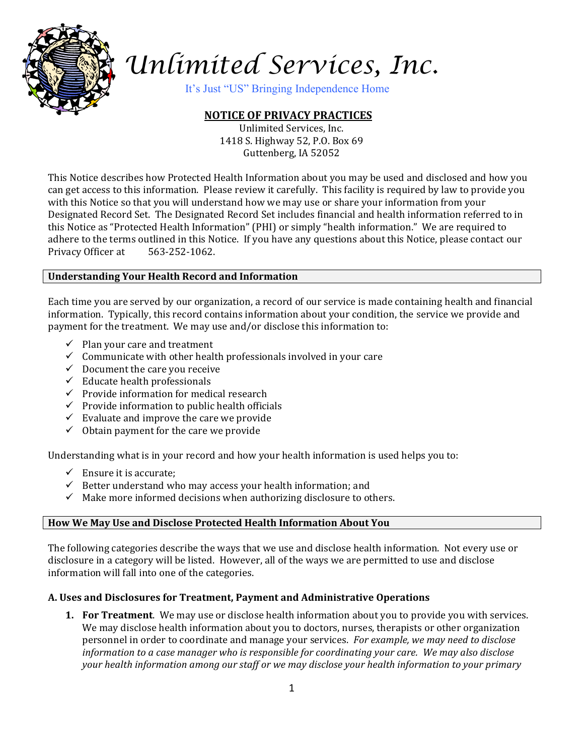# Unlimited Services, Inc.

It's Just "US" Bringing Independence Home

## NOTICE OF PRIVACY PRACTICES

Unlimited Services, Inc.
1418 S. Highway 52, P.O. Box 69
Guttenberg, IA 52052

This Notice describes how Protected Health Information about you may be used and disclosed and how you can get access to this information. Please review it carefully. This facility is required by law to provide you with this Notice so that you will understand how we may use or share your information from your Designated Record Set. The Designated Record Set includes financial and health information referred to in this Notice as "Protected Health Information" (PHI) or simply "health information." We are required to adhere to the terms outlined in this Notice. If you have any questions about this Notice, please contact our Privacy Officer at 563-252-1062.

### Understanding Your Health Record and Information

Each time you are served by our organization, a record of our service is made containing health and financial information. Typically, this record contains information about your condition, the service we provide and payment for the treatment. We may use and/or disclose this information to:

- ✓ Plan your care and treatment
- ✓ Communicate with other health professionals involved in your care
- ✓ Document the care you receive
- ✓ Educate health professionals
- ✓ Provide information for medical research
- ✓ Provide information to public health officials
- ✓ Evaluate and improve the care we provide
- ✓ Obtain payment for the care we provide

Understanding what is in your record and how your health information is used helps you to:

- ✓ Ensure it is accurate;
- ✓ Better understand who may access your health information; and
- ✓ Make more informed decisions when authorizing disclosure to others.

### How We May Use and Disclose Protected Health Information About You

The following categories describe the ways that we use and disclose health information. Not every use or disclosure in a category will be listed. However, all of the ways we are permitted to use and disclose information will fall into one of the categories.

#### A. Uses and Disclosures for Treatment, Payment and Administrative Operations

1. **For Treatment**. We may use or disclose health information about you to provide you with services. We may disclose health information about you to doctors, nurses, therapists or other organization personnel in order to coordinate and manage your services. *For example, we may need to disclose information to a case manager who is responsible for coordinating your care. We may also disclose your health information among our staff or we may disclose your health information to your primary*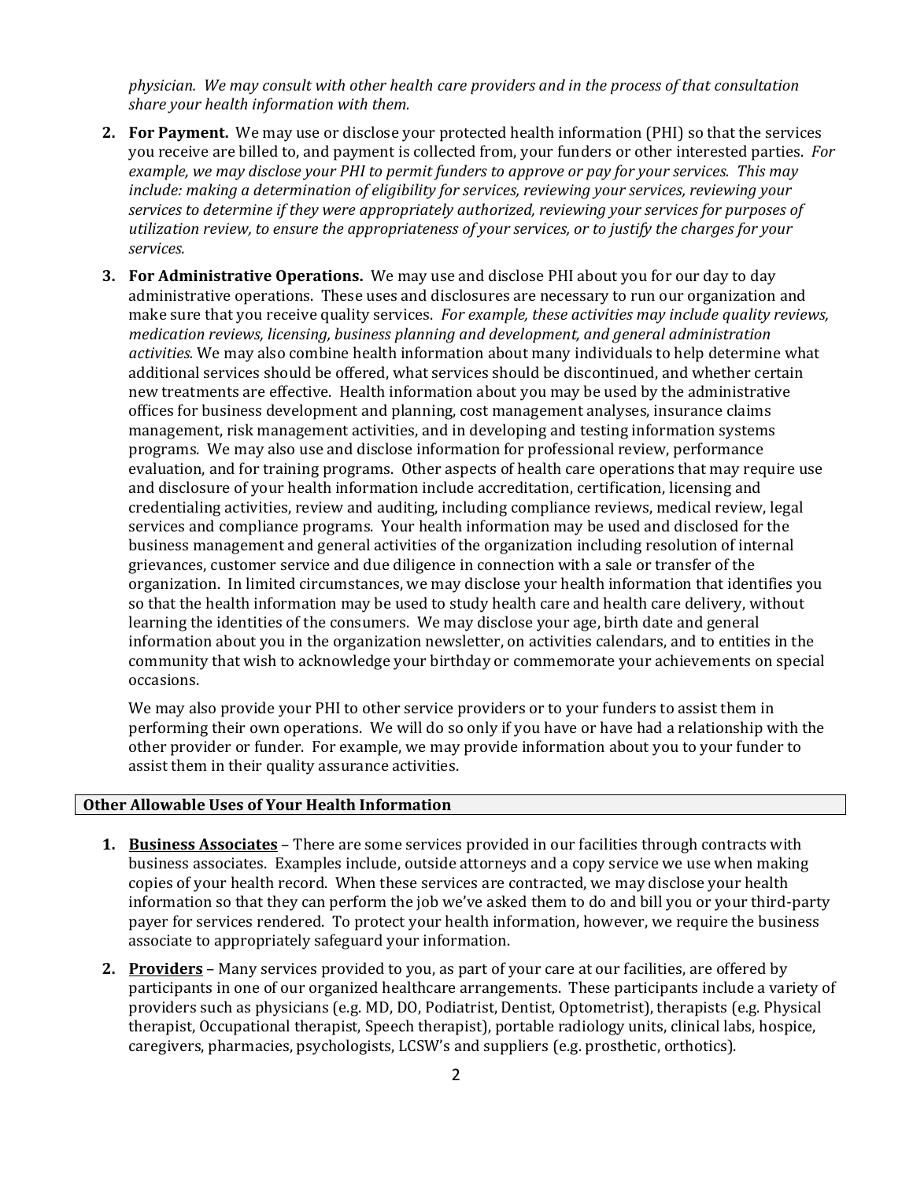*physician. We may consult with other health care providers and in the process of that consultation share your health information with them.*

2. **For Payment.** We may use or disclose your protected health information (PHI) so that the services you receive are billed to, and payment is collected from, your funders or other interested parties. *For example, we may disclose your PHI to permit funders to approve or pay for your services. This may include: making a determination of eligibility for services, reviewing your services, reviewing your services to determine if they were appropriately authorized, reviewing your services for purposes of utilization review, to ensure the appropriateness of your services, or to justify the charges for your services.*

3. **For Administrative Operations.** We may use and disclose PHI about you for our day to day administrative operations. These uses and disclosures are necessary to run our organization and make sure that you receive quality services. *For example, these activities may include quality reviews, medication reviews, licensing, business planning and development, and general administration activities.* We may also combine health information about many individuals to help determine what additional services should be offered, what services should be discontinued, and whether certain new treatments are effective. Health information about you may be used by the administrative offices for business development and planning, cost management analyses, insurance claims management, risk management activities, and in developing and testing information systems programs. We may also use and disclose information for professional review, performance evaluation, and for training programs. Other aspects of health care operations that may require use and disclosure of your health information include accreditation, certification, licensing and credentialing activities, review and auditing, including compliance reviews, medical review, legal services and compliance programs. Your health information may be used and disclosed for the business management and general activities of the organization including resolution of internal grievances, customer service and due diligence in connection with a sale or transfer of the organization. In limited circumstances, we may disclose your health information that identifies you so that the health information may be used to study health care and health care delivery, without learning the identities of the consumers. We may disclose your age, birth date and general information about you in the organization newsletter, on activities calendars, and to entities in the community that wish to acknowledge your birthday or commemorate your achievements on special occasions.

   We may also provide your PHI to other service providers or to your funders to assist them in performing their own operations. We will do so only if you have or have had a relationship with the other provider or funder. For example, we may provide information about you to your funder to assist them in their quality assurance activities.

## Other Allowable Uses of Your Health Information

1. **Business Associates** – There are some services provided in our facilities through contracts with business associates. Examples include, outside attorneys and a copy service we use when making copies of your health record. When these services are contracted, we may disclose your health information so that they can perform the job we've asked them to do and bill you or your third-party payer for services rendered. To protect your health information, however, we require the business associate to appropriately safeguard your information.

2. **Providers** – Many services provided to you, as part of your care at our facilities, are offered by participants in one of our organized healthcare arrangements. These participants include a variety of providers such as physicians (e.g. MD, DO, Podiatrist, Dentist, Optometrist), therapists (e.g. Physical therapist, Occupational therapist, Speech therapist), portable radiology units, clinical labs, hospice, caregivers, pharmacies, psychologists, LCSW's and suppliers (e.g. prosthetic, orthotics).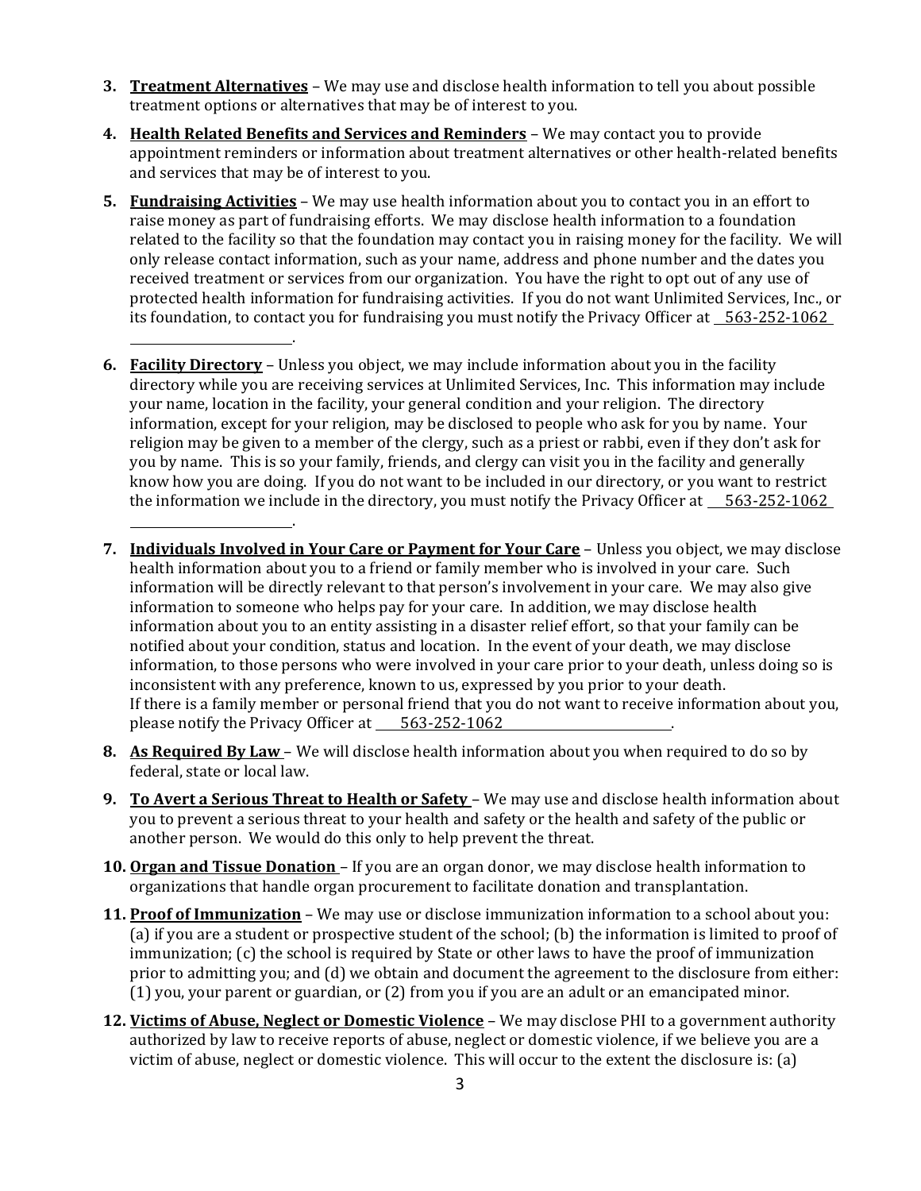3. **<u>Treatment Alternatives</u>** – We may use and disclose health information to tell you about possible treatment options or alternatives that may be of interest to you.

4. **<u>Health Related Benefits and Services and Reminders</u>** – We may contact you to provide appointment reminders or information about treatment alternatives or other health-related benefits and services that may be of interest to you.

5. **<u>Fundraising Activities</u>** – We may use health information about you to contact you in an effort to raise money as part of fundraising efforts. We may disclose health information to a foundation related to the facility so that the foundation may contact you in raising money for the facility. We will only release contact information, such as your name, address and phone number and the dates you received treatment or services from our organization. You have the right to opt out of any use of protected health information for fundraising activities. If you do not want Unlimited Services, Inc., or its foundation, to contact you for fundraising you must notify the Privacy Officer at 563-252-1062.

6. **<u>Facility Directory</u>** – Unless you object, we may include information about you in the facility directory while you are receiving services at Unlimited Services, Inc. This information may include your name, location in the facility, your general condition and your religion. The directory information, except for your religion, may be disclosed to people who ask for you by name. Your religion may be given to a member of the clergy, such as a priest or rabbi, even if they don't ask for you by name. This is so your family, friends, and clergy can visit you in the facility and generally know how you are doing. If you do not want to be included in our directory, or you want to restrict the information we include in the directory, you must notify the Privacy Officer at 563-252-1062.

7. **<u>Individuals Involved in Your Care or Payment for Your Care</u>** – Unless you object, we may disclose health information about you to a friend or family member who is involved in your care. Such information will be directly relevant to that person's involvement in your care. We may also give information to someone who helps pay for your care. In addition, we may disclose health information about you to an entity assisting in a disaster relief effort, so that your family can be notified about your condition, status and location. In the event of your death, we may disclose information, to those persons who were involved in your care prior to your death, unless doing so is inconsistent with any preference, known to us, expressed by you prior to your death.
   If there is a family member or personal friend that you do not want to receive information about you, please notify the Privacy Officer at 563-252-1062.

8. **<u>As Required By Law</u>** – We will disclose health information about you when required to do so by federal, state or local law.

9. **<u>To Avert a Serious Threat to Health or Safety</u>** – We may use and disclose health information about you to prevent a serious threat to your health and safety or the health and safety of the public or another person. We would do this only to help prevent the threat.

10. **<u>Organ and Tissue Donation</u>** – If you are an organ donor, we may disclose health information to organizations that handle organ procurement to facilitate donation and transplantation.

11. **<u>Proof of Immunization</u>** – We may use or disclose immunization information to a school about you: (a) if you are a student or prospective student of the school; (b) the information is limited to proof of immunization; (c) the school is required by State or other laws to have the proof of immunization prior to admitting you; and (d) we obtain and document the agreement to the disclosure from either: (1) you, your parent or guardian, or (2) from you if you are an adult or an emancipated minor.

12. **<u>Victims of Abuse, Neglect or Domestic Violence</u>** – We may disclose PHI to a government authority authorized by law to receive reports of abuse, neglect or domestic violence, if we believe you are a victim of abuse, neglect or domestic violence. This will occur to the extent the disclosure is: (a)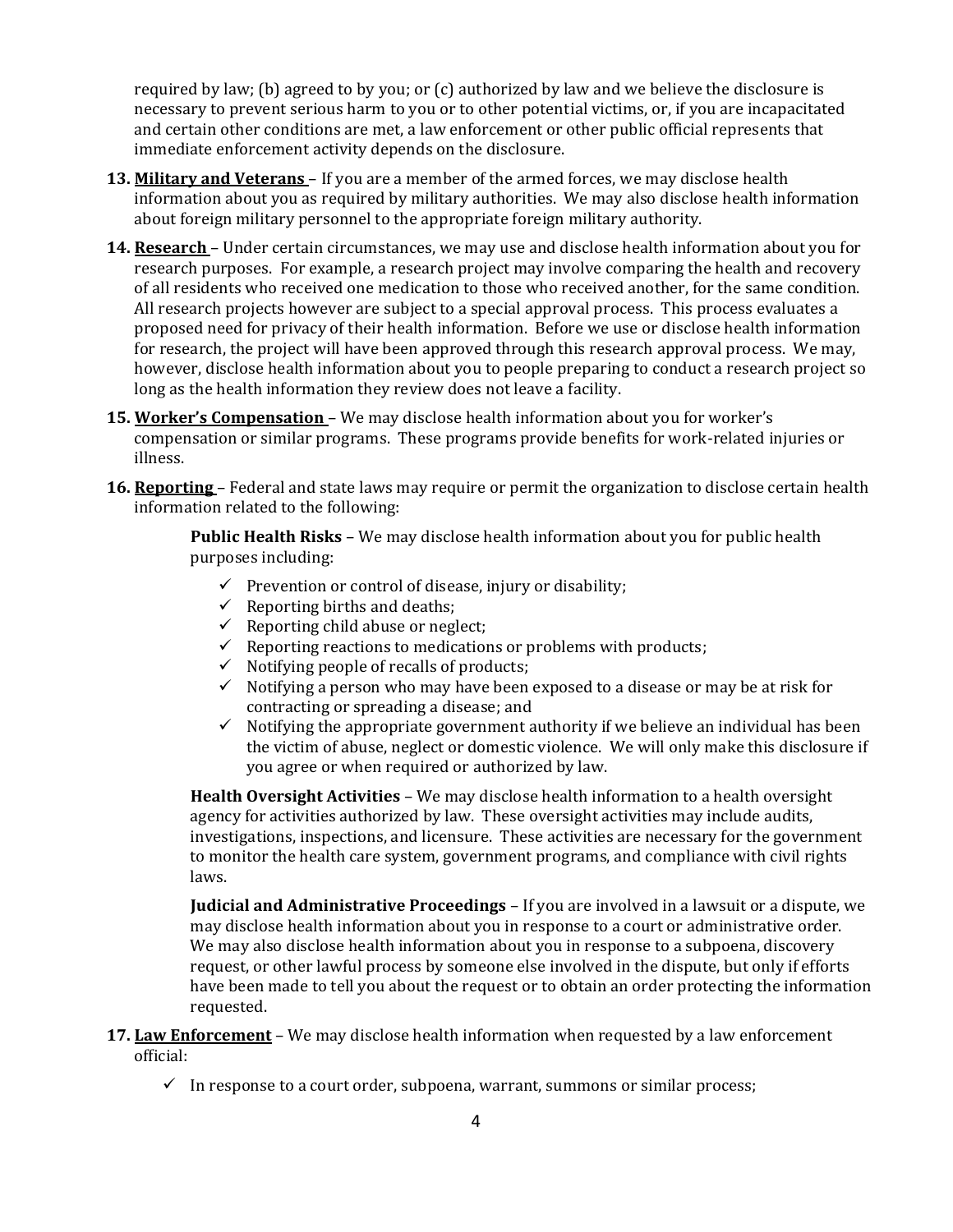required by law; (b) agreed to by you; or (c) authorized by law and we believe the disclosure is necessary to prevent serious harm to you or to other potential victims, or, if you are incapacitated and certain other conditions are met, a law enforcement or other public official represents that immediate enforcement activity depends on the disclosure.

13. **Military and Veterans** – If you are a member of the armed forces, we may disclose health information about you as required by military authorities. We may also disclose health information about foreign military personnel to the appropriate foreign military authority.

14. **Research** – Under certain circumstances, we may use and disclose health information about you for research purposes. For example, a research project may involve comparing the health and recovery of all residents who received one medication to those who received another, for the same condition. All research projects however are subject to a special approval process. This process evaluates a proposed need for privacy of their health information. Before we use or disclose health information for research, the project will have been approved through this research approval process. We may, however, disclose health information about you to people preparing to conduct a research project so long as the health information they review does not leave a facility.

15. **Worker's Compensation** – We may disclose health information about you for worker's compensation or similar programs. These programs provide benefits for work-related injuries or illness.

16. **Reporting** – Federal and state laws may require or permit the organization to disclose certain health information related to the following:

    **Public Health Risks** – We may disclose health information about you for public health purposes including:

    - ✓ Prevention or control of disease, injury or disability;
    - ✓ Reporting births and deaths;
    - ✓ Reporting child abuse or neglect;
    - ✓ Reporting reactions to medications or problems with products;
    - ✓ Notifying people of recalls of products;
    - ✓ Notifying a person who may have been exposed to a disease or may be at risk for contracting or spreading a disease; and
    - ✓ Notifying the appropriate government authority if we believe an individual has been the victim of abuse, neglect or domestic violence. We will only make this disclosure if you agree or when required or authorized by law.

    **Health Oversight Activities** – We may disclose health information to a health oversight agency for activities authorized by law. These oversight activities may include audits, investigations, inspections, and licensure. These activities are necessary for the government to monitor the health care system, government programs, and compliance with civil rights laws.

    **Judicial and Administrative Proceedings** – If you are involved in a lawsuit or a dispute, we may disclose health information about you in response to a court or administrative order. We may also disclose health information about you in response to a subpoena, discovery request, or other lawful process by someone else involved in the dispute, but only if efforts have been made to tell you about the request or to obtain an order protecting the information requested.

17. **Law Enforcement** – We may disclose health information when requested by a law enforcement official:

    - ✓ In response to a court order, subpoena, warrant, summons or similar process;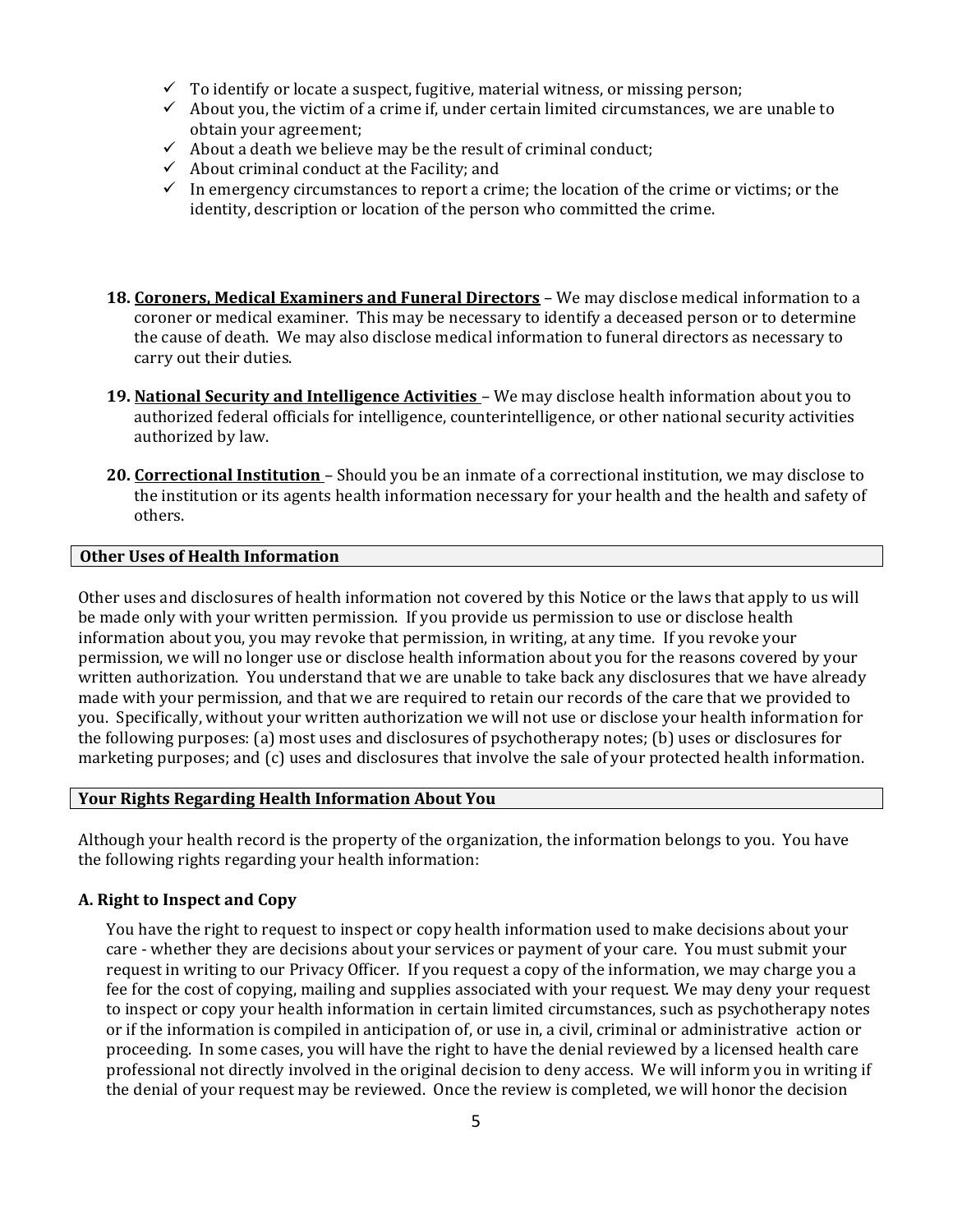- ✓ To identify or locate a suspect, fugitive, material witness, or missing person;
- ✓ About you, the victim of a crime if, under certain limited circumstances, we are unable to obtain your agreement;
- ✓ About a death we believe may be the result of criminal conduct;
- ✓ About criminal conduct at the Facility; and
- ✓ In emergency circumstances to report a crime; the location of the crime or victims; or the identity, description or location of the person who committed the crime.

18. **Coroners, Medical Examiners and Funeral Directors** – We may disclose medical information to a coroner or medical examiner. This may be necessary to identify a deceased person or to determine the cause of death. We may also disclose medical information to funeral directors as necessary to carry out their duties.

19. **National Security and Intelligence Activities** – We may disclose health information about you to authorized federal officials for intelligence, counterintelligence, or other national security activities authorized by law.

20. **Correctional Institution** – Should you be an inmate of a correctional institution, we may disclose to the institution or its agents health information necessary for your health and the health and safety of others.

## Other Uses of Health Information

Other uses and disclosures of health information not covered by this Notice or the laws that apply to us will be made only with your written permission. If you provide us permission to use or disclose health information about you, you may revoke that permission, in writing, at any time. If you revoke your permission, we will no longer use or disclose health information about you for the reasons covered by your written authorization. You understand that we are unable to take back any disclosures that we have already made with your permission, and that we are required to retain our records of the care that we provided to you. Specifically, without your written authorization we will not use or disclose your health information for the following purposes: (a) most uses and disclosures of psychotherapy notes; (b) uses or disclosures for marketing purposes; and (c) uses and disclosures that involve the sale of your protected health information.

## Your Rights Regarding Health Information About You

Although your health record is the property of the organization, the information belongs to you. You have the following rights regarding your health information:

### A. Right to Inspect and Copy

You have the right to request to inspect or copy health information used to make decisions about your care - whether they are decisions about your services or payment of your care. You must submit your request in writing to our Privacy Officer. If you request a copy of the information, we may charge you a fee for the cost of copying, mailing and supplies associated with your request. We may deny your request to inspect or copy your health information in certain limited circumstances, such as psychotherapy notes or if the information is compiled in anticipation of, or use in, a civil, criminal or administrative action or proceeding. In some cases, you will have the right to have the denial reviewed by a licensed health care professional not directly involved in the original decision to deny access. We will inform you in writing if the denial of your request may be reviewed. Once the review is completed, we will honor the decision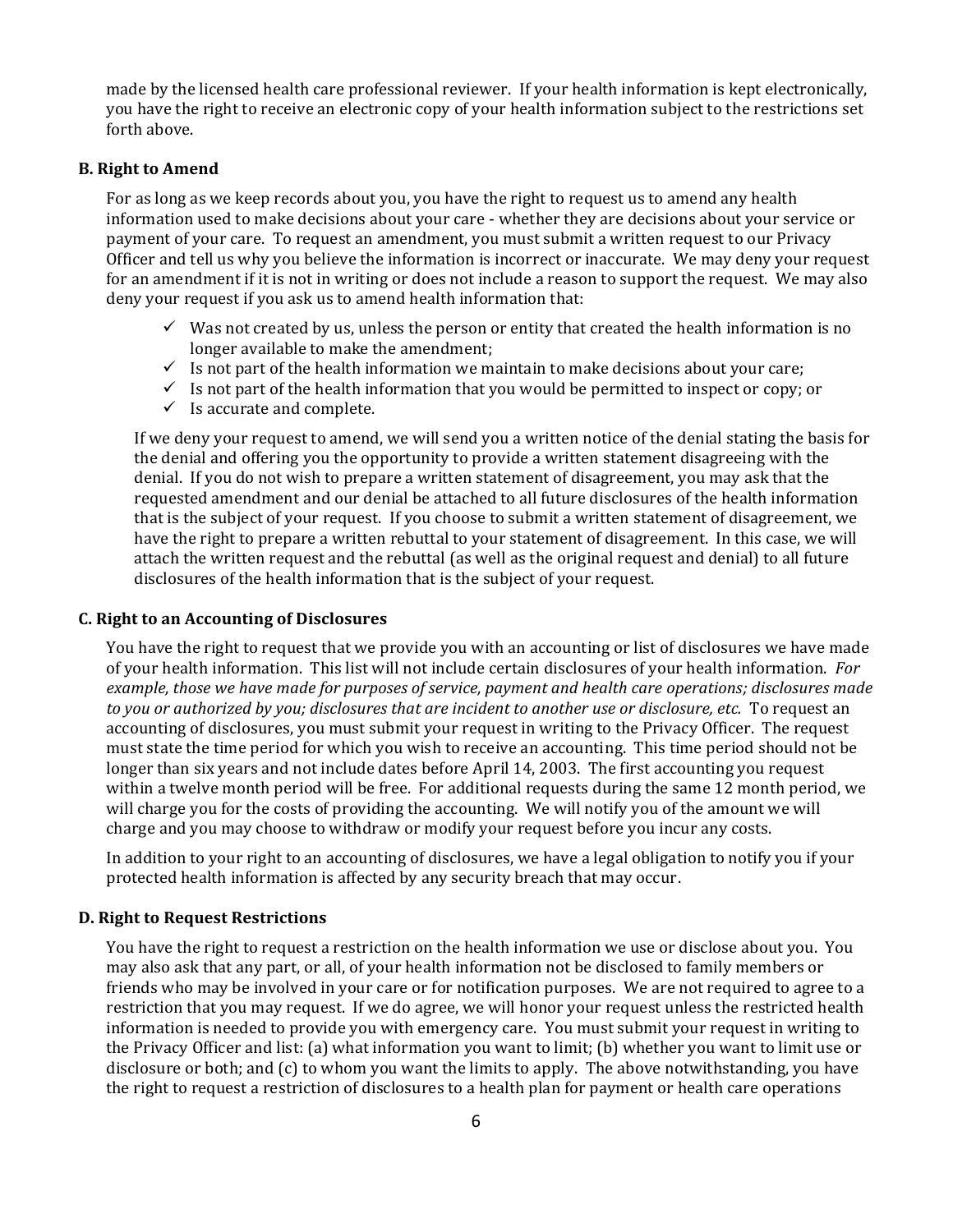made by the licensed health care professional reviewer. If your health information is kept electronically, you have the right to receive an electronic copy of your health information subject to the restrictions set forth above.

### B. Right to Amend

For as long as we keep records about you, you have the right to request us to amend any health information used to make decisions about your care - whether they are decisions about your service or payment of your care. To request an amendment, you must submit a written request to our Privacy Officer and tell us why you believe the information is incorrect or inaccurate. We may deny your request for an amendment if it is not in writing or does not include a reason to support the request. We may also deny your request if you ask us to amend health information that:

- ✓ Was not created by us, unless the person or entity that created the health information is no longer available to make the amendment;
- ✓ Is not part of the health information we maintain to make decisions about your care;
- ✓ Is not part of the health information that you would be permitted to inspect or copy; or
- ✓ Is accurate and complete.

If we deny your request to amend, we will send you a written notice of the denial stating the basis for the denial and offering you the opportunity to provide a written statement disagreeing with the denial. If you do not wish to prepare a written statement of disagreement, you may ask that the requested amendment and our denial be attached to all future disclosures of the health information that is the subject of your request. If you choose to submit a written statement of disagreement, we have the right to prepare a written rebuttal to your statement of disagreement. In this case, we will attach the written request and the rebuttal (as well as the original request and denial) to all future disclosures of the health information that is the subject of your request.

### C. Right to an Accounting of Disclosures

You have the right to request that we provide you with an accounting or list of disclosures we have made of your health information. This list will not include certain disclosures of your health information. *For example, those we have made for purposes of service, payment and health care operations; disclosures made to you or authorized by you; disclosures that are incident to another use or disclosure, etc.* To request an accounting of disclosures, you must submit your request in writing to the Privacy Officer. The request must state the time period for which you wish to receive an accounting. This time period should not be longer than six years and not include dates before April 14, 2003. The first accounting you request within a twelve month period will be free. For additional requests during the same 12 month period, we will charge you for the costs of providing the accounting. We will notify you of the amount we will charge and you may choose to withdraw or modify your request before you incur any costs.

In addition to your right to an accounting of disclosures, we have a legal obligation to notify you if your protected health information is affected by any security breach that may occur.

### D. Right to Request Restrictions

You have the right to request a restriction on the health information we use or disclose about you. You may also ask that any part, or all, of your health information not be disclosed to family members or friends who may be involved in your care or for notification purposes. We are not required to agree to a restriction that you may request. If we do agree, we will honor your request unless the restricted health information is needed to provide you with emergency care. You must submit your request in writing to the Privacy Officer and list: (a) what information you want to limit; (b) whether you want to limit use or disclosure or both; and (c) to whom you want the limits to apply. The above notwithstanding, you have the right to request a restriction of disclosures to a health plan for payment or health care operations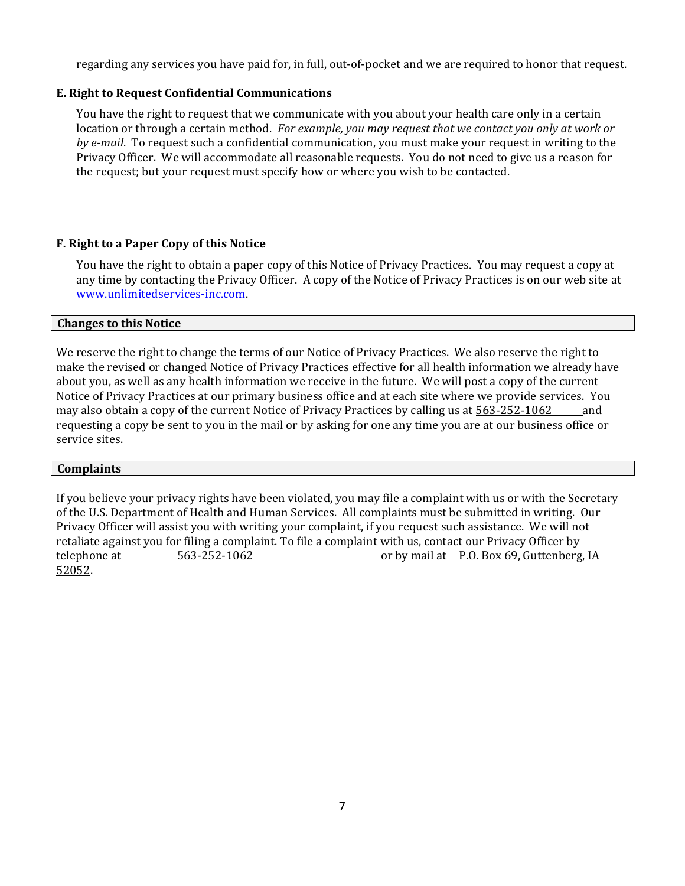regarding any services you have paid for, in full, out-of-pocket and we are required to honor that request.

**E. Right to Request Confidential Communications**

You have the right to request that we communicate with you about your health care only in a certain location or through a certain method. *For example, you may request that we contact you only at work or by e-mail*. To request such a confidential communication, you must make your request in writing to the Privacy Officer. We will accommodate all reasonable requests. You do not need to give us a reason for the request; but your request must specify how or where you wish to be contacted.

**F. Right to a Paper Copy of this Notice**

You have the right to obtain a paper copy of this Notice of Privacy Practices. You may request a copy at any time by contacting the Privacy Officer. A copy of the Notice of Privacy Practices is on our web site at www.unlimitedservices-inc.com.

## Changes to this Notice

We reserve the right to change the terms of our Notice of Privacy Practices. We also reserve the right to make the revised or changed Notice of Privacy Practices effective for all health information we already have about you, as well as any health information we receive in the future. We will post a copy of the current Notice of Privacy Practices at our primary business office and at each site where we provide services. You may also obtain a copy of the current Notice of Privacy Practices by calling us at 563-252-1062 and requesting a copy be sent to you in the mail or by asking for one any time you are at our business office or service sites.

## Complaints

If you believe your privacy rights have been violated, you may file a complaint with us or with the Secretary of the U.S. Department of Health and Human Services. All complaints must be submitted in writing. Our Privacy Officer will assist you with writing your complaint, if you request such assistance. We will not retaliate against you for filing a complaint. To file a complaint with us, contact our Privacy Officer by telephone at 563-252-1062 or by mail at P.O. Box 69, Guttenberg, IA 52052.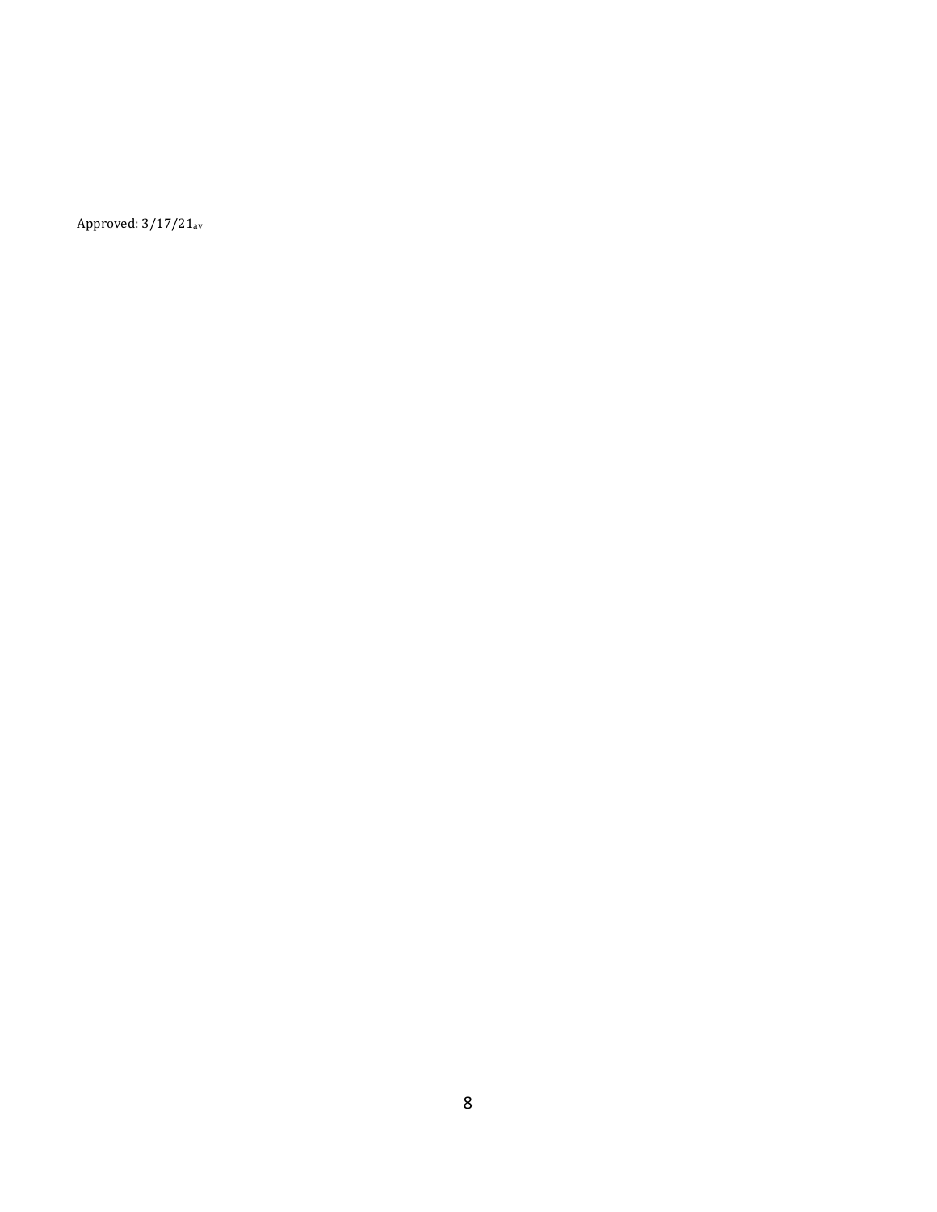Approved: 3/17/21av